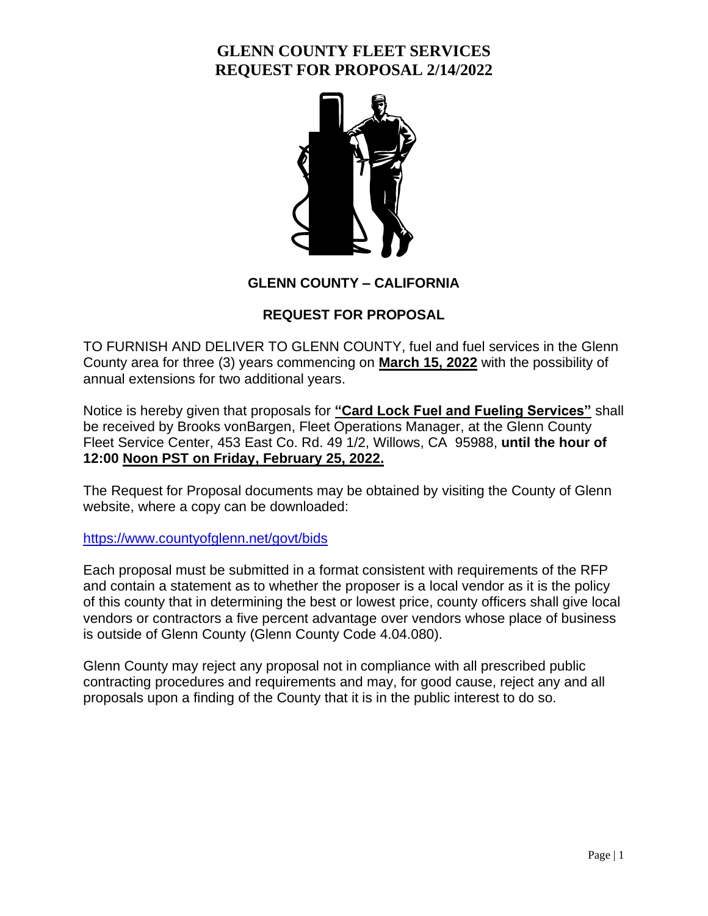# GLENN COUNTY FLEET SERVICES
# REQUEST FOR PROPOSAL 2/14/2022

## GLENN COUNTY – CALIFORNIA

## REQUEST FOR PROPOSAL

TO FURNISH AND DELIVER TO GLENN COUNTY, fuel and fuel services in the Glenn County area for three (3) years commencing on **March 15, 2022** with the possibility of annual extensions for two additional years.

Notice is hereby given that proposals for **"Card Lock Fuel and Fueling Services"** shall be received by Brooks vonBargen, Fleet Operations Manager, at the Glenn County Fleet Service Center, 453 East Co. Rd. 49 1/2, Willows, CA 95988, **until the hour of 12:00 Noon PST on Friday, February 25, 2022.**

The Request for Proposal documents may be obtained by visiting the County of Glenn website, where a copy can be downloaded:

https://www.countyofglenn.net/govt/bids

Each proposal must be submitted in a format consistent with requirements of the RFP and contain a statement as to whether the proposer is a local vendor as it is the policy of this county that in determining the best or lowest price, county officers shall give local vendors or contractors a five percent advantage over vendors whose place of business is outside of Glenn County (Glenn County Code 4.04.080).

Glenn County may reject any proposal not in compliance with all prescribed public contracting procedures and requirements and may, for good cause, reject any and all proposals upon a finding of the County that it is in the public interest to do so.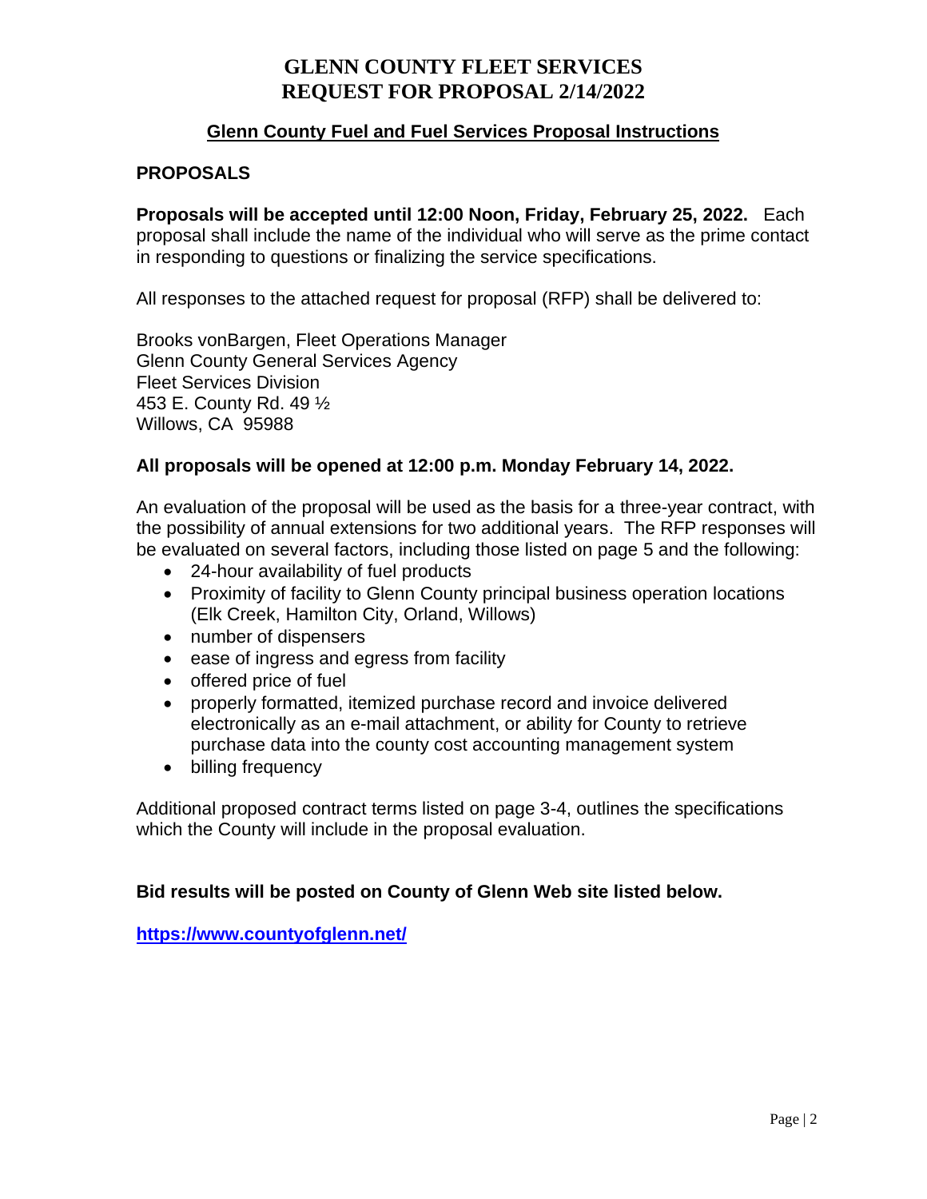# GLENN COUNTY FLEET SERVICES
# REQUEST FOR PROPOSAL 2/14/2022

## Glenn County Fuel and Fuel Services Proposal Instructions

### PROPOSALS

**Proposals will be accepted until 12:00 Noon, Friday, February 25, 2022.** Each proposal shall include the name of the individual who will serve as the prime contact in responding to questions or finalizing the service specifications.

All responses to the attached request for proposal (RFP) shall be delivered to:

Brooks vonBargen, Fleet Operations Manager
Glenn County General Services Agency
Fleet Services Division
453 E. County Rd. 49 ½
Willows, CA 95988

**All proposals will be opened at 12:00 p.m. Monday February 14, 2022.**

An evaluation of the proposal will be used as the basis for a three-year contract, with the possibility of annual extensions for two additional years. The RFP responses will be evaluated on several factors, including those listed on page 5 and the following:

- 24-hour availability of fuel products
- Proximity of facility to Glenn County principal business operation locations (Elk Creek, Hamilton City, Orland, Willows)
- number of dispensers
- ease of ingress and egress from facility
- offered price of fuel
- properly formatted, itemized purchase record and invoice delivered electronically as an e-mail attachment, or ability for County to retrieve purchase data into the county cost accounting management system
- billing frequency

Additional proposed contract terms listed on page 3-4, outlines the specifications which the County will include in the proposal evaluation.

**Bid results will be posted on County of Glenn Web site listed below.**

**https://www.countyofglenn.net/**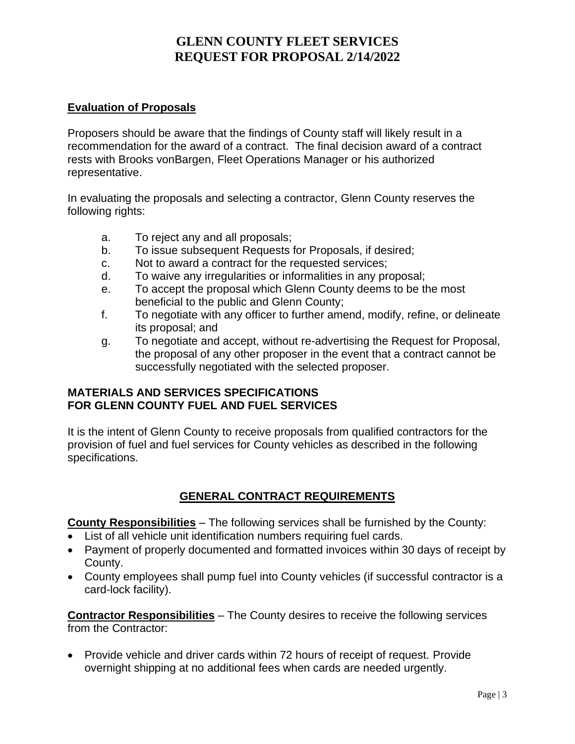# GLENN COUNTY FLEET SERVICES
# REQUEST FOR PROPOSAL 2/14/2022

## Evaluation of Proposals

Proposers should be aware that the findings of County staff will likely result in a recommendation for the award of a contract. The final decision award of a contract rests with Brooks vonBargen, Fleet Operations Manager or his authorized representative.

In evaluating the proposals and selecting a contractor, Glenn County reserves the following rights:

a. To reject any and all proposals;
b. To issue subsequent Requests for Proposals, if desired;
c. Not to award a contract for the requested services;
d. To waive any irregularities or informalities in any proposal;
e. To accept the proposal which Glenn County deems to be the most beneficial to the public and Glenn County;
f. To negotiate with any officer to further amend, modify, refine, or delineate its proposal; and
g. To negotiate and accept, without re-advertising the Request for Proposal, the proposal of any other proposer in the event that a contract cannot be successfully negotiated with the selected proposer.

## MATERIALS AND SERVICES SPECIFICATIONS FOR GLENN COUNTY FUEL AND FUEL SERVICES

It is the intent of Glenn County to receive proposals from qualified contractors for the provision of fuel and fuel services for County vehicles as described in the following specifications.

## GENERAL CONTRACT REQUIREMENTS

**County Responsibilities** – The following services shall be furnished by the County:

- List of all vehicle unit identification numbers requiring fuel cards.
- Payment of properly documented and formatted invoices within 30 days of receipt by County.
- County employees shall pump fuel into County vehicles (if successful contractor is a card-lock facility).

**Contractor Responsibilities** – The County desires to receive the following services from the Contractor:

- Provide vehicle and driver cards within 72 hours of receipt of request. Provide overnight shipping at no additional fees when cards are needed urgently.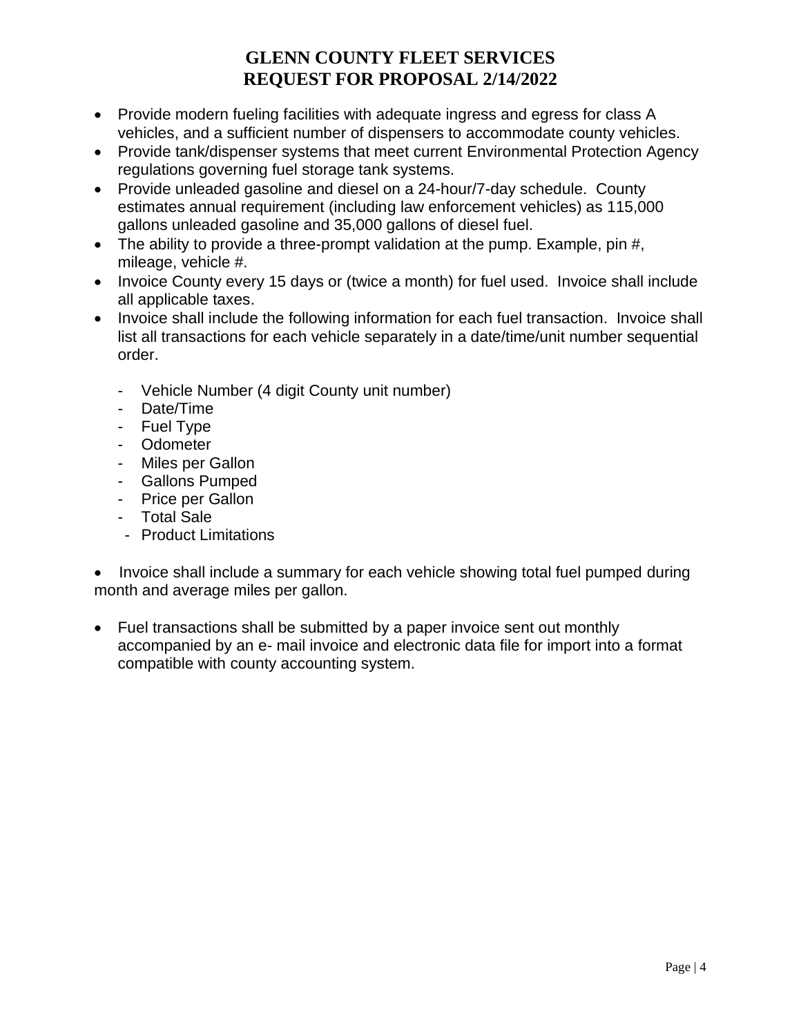- Provide modern fueling facilities with adequate ingress and egress for class A vehicles, and a sufficient number of dispensers to accommodate county vehicles.
- Provide tank/dispenser systems that meet current Environmental Protection Agency regulations governing fuel storage tank systems.
- Provide unleaded gasoline and diesel on a 24-hour/7-day schedule. County estimates annual requirement (including law enforcement vehicles) as 115,000 gallons unleaded gasoline and 35,000 gallons of diesel fuel.
- The ability to provide a three-prompt validation at the pump. Example, pin #, mileage, vehicle #.
- Invoice County every 15 days or (twice a month) for fuel used. Invoice shall include all applicable taxes.
- Invoice shall include the following information for each fuel transaction. Invoice shall list all transactions for each vehicle separately in a date/time/unit number sequential order.

  - Vehicle Number (4 digit County unit number)
  - Date/Time
  - Fuel Type
  - Odometer
  - Miles per Gallon
  - Gallons Pumped
  - Price per Gallon
  - Total Sale
  - Product Limitations

- Invoice shall include a summary for each vehicle showing total fuel pumped during month and average miles per gallon.

- Fuel transactions shall be submitted by a paper invoice sent out monthly accompanied by an e- mail invoice and electronic data file for import into a format compatible with county accounting system.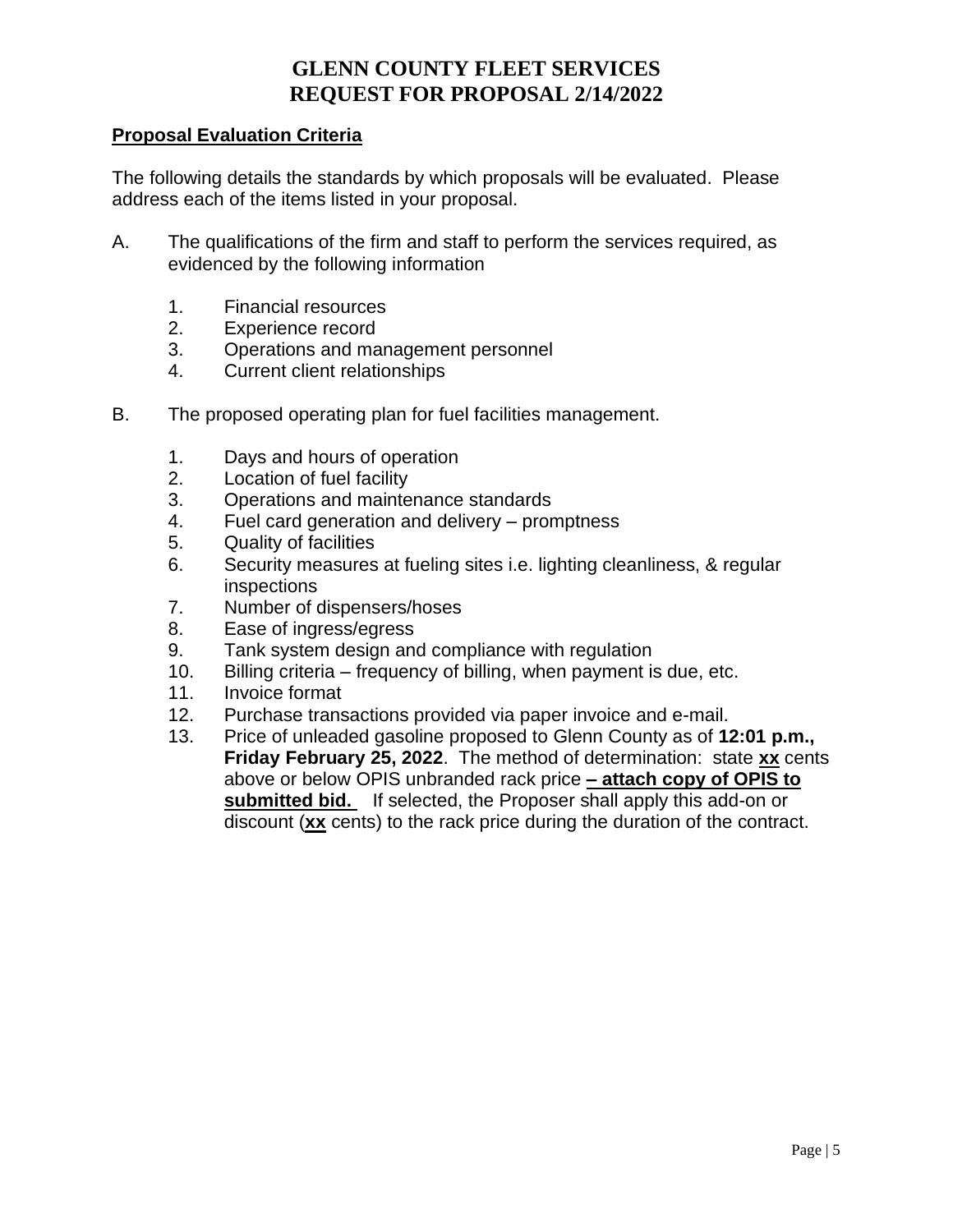# GLENN COUNTY FLEET SERVICES
# REQUEST FOR PROPOSAL 2/14/2022

**Proposal Evaluation Criteria**

The following details the standards by which proposals will be evaluated. Please address each of the items listed in your proposal.

A. The qualifications of the firm and staff to perform the services required, as evidenced by the following information

   1. Financial resources
   2. Experience record
   3. Operations and management personnel
   4. Current client relationships

B. The proposed operating plan for fuel facilities management.

   1. Days and hours of operation
   2. Location of fuel facility
   3. Operations and maintenance standards
   4. Fuel card generation and delivery – promptness
   5. Quality of facilities
   6. Security measures at fueling sites i.e. lighting cleanliness, & regular inspections
   7. Number of dispensers/hoses
   8. Ease of ingress/egress
   9. Tank system design and compliance with regulation
   10. Billing criteria – frequency of billing, when payment is due, etc.
   11. Invoice format
   12. Purchase transactions provided via paper invoice and e-mail.
   13. Price of unleaded gasoline proposed to Glenn County as of **12:01 p.m., Friday February 25, 2022**. The method of determination: state **xx** cents above or below OPIS unbranded rack price **– attach copy of OPIS to submitted bid.** If selected, the Proposer shall apply this add-on or discount (**xx** cents) to the rack price during the duration of the contract.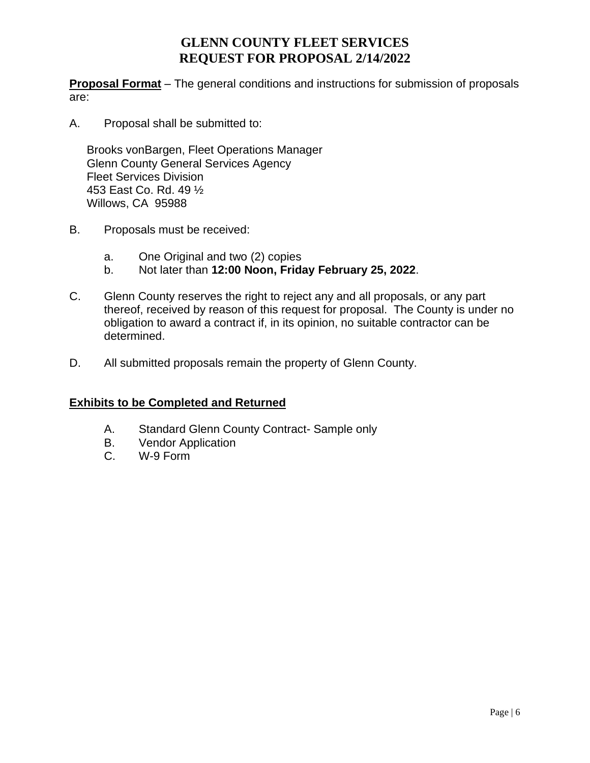# GLENN COUNTY FLEET SERVICES
# REQUEST FOR PROPOSAL 2/14/2022

**Proposal Format** – The general conditions and instructions for submission of proposals are:

A. Proposal shall be submitted to:

Brooks vonBargen, Fleet Operations Manager
Glenn County General Services Agency
Fleet Services Division
453 East Co. Rd. 49 ½
Willows, CA 95988

B. Proposals must be received:

   a. One Original and two (2) copies
   b. Not later than **12:00 Noon, Friday February 25, 2022**.

C. Glenn County reserves the right to reject any and all proposals, or any part thereof, received by reason of this request for proposal. The County is under no obligation to award a contract if, in its opinion, no suitable contractor can be determined.

D. All submitted proposals remain the property of Glenn County.

**Exhibits to be Completed and Returned**

A. Standard Glenn County Contract- Sample only
B. Vendor Application
C. W-9 Form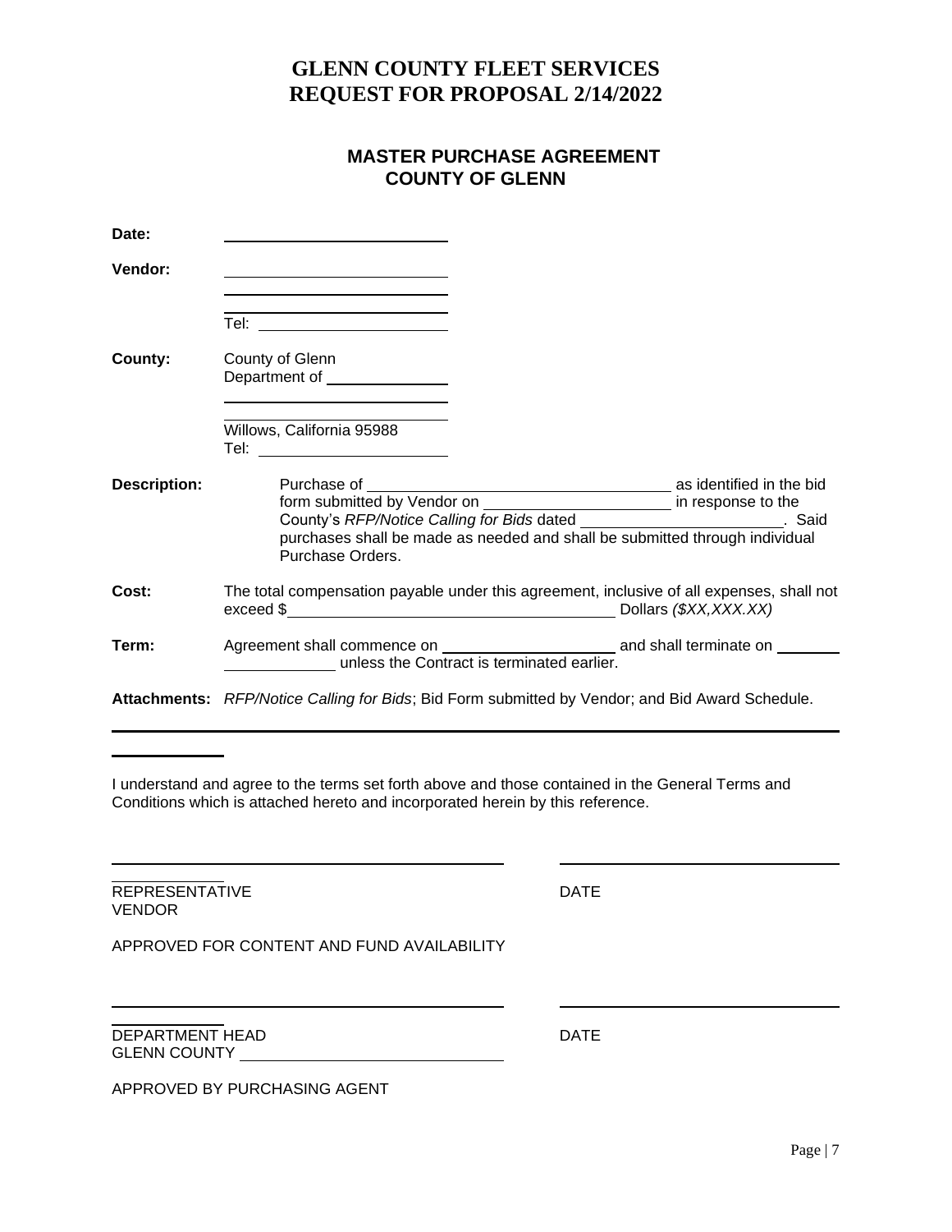# GLENN COUNTY FLEET SERVICES
# REQUEST FOR PROPOSAL 2/14/2022

## MASTER PURCHASE AGREEMENT
## COUNTY OF GLENN

**Date:** ______________________

**Vendor:** ______________________

______________________

______________________

Tel: ______________________

**County:** County of Glenn

Department of ______________

______________________

______________________

Willows, California 95988

Tel: ______________________

**Description:** Purchase of ______________________ as identified in the bid form submitted by Vendor on ______________________ in response to the County's *RFP/Notice Calling for Bids* dated ______________________. Said purchases shall be made as needed and shall be submitted through individual Purchase Orders.

**Cost:** The total compensation payable under this agreement, inclusive of all expenses, shall not exceed $______________________ Dollars *($XX,XXX.XX)*

**Term:** Agreement shall commence on ______________________ and shall terminate on ______________________ unless the Contract is terminated earlier.

**Attachments:** *RFP/Notice Calling for Bids*; Bid Form submitted by Vendor; and Bid Award Schedule.

---

I understand and agree to the terms set forth above and those contained in the General Terms and Conditions which is attached hereto and incorporated herein by this reference.

______________________ ______________________

REPRESENTATIVE DATE
VENDOR

APPROVED FOR CONTENT AND FUND AVAILABILITY

______________________ ______________________

DEPARTMENT HEAD DATE
GLENN COUNTY ______________________

APPROVED BY PURCHASING AGENT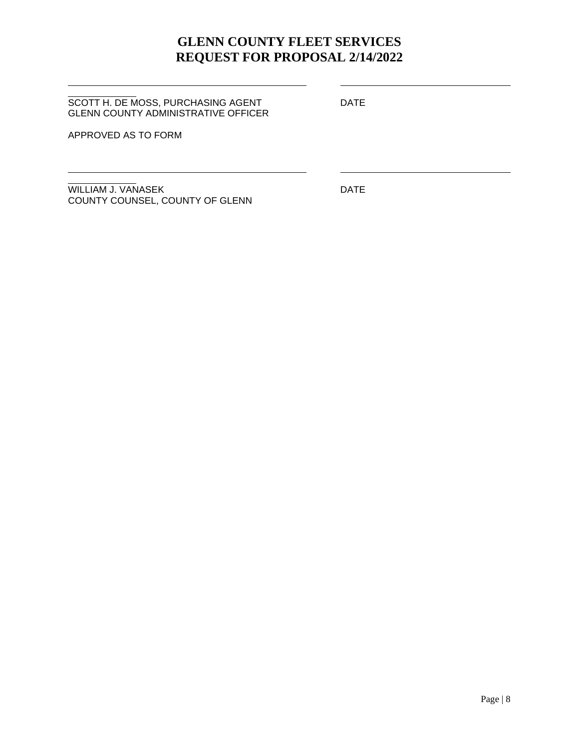# GLENN COUNTY FLEET SERVICES
# REQUEST FOR PROPOSAL 2/14/2022

\_\_\_\_\_\_\_\_\_\_\_\_\_\_\_\_\_\_\_\_\_\_\_\_\_\_\_\_\_\_\_\_\_\_\_\_\_\_\_\_ \_\_\_\_\_\_\_\_\_\_\_\_\_\_\_\_\_\_\_\_\_\_\_\_\_\_\_\_\_\_

SCOTT H. DE MOSS, PURCHASING AGENT
GLENN COUNTY ADMINISTRATIVE OFFICER

DATE

APPROVED AS TO FORM

\_\_\_\_\_\_\_\_\_\_\_\_\_\_\_\_\_\_\_\_\_\_\_\_\_\_\_\_\_\_\_\_\_\_\_\_\_\_\_\_ \_\_\_\_\_\_\_\_\_\_\_\_\_\_\_\_\_\_\_\_\_\_\_\_\_\_\_\_\_\_

WILLIAM J. VANASEK
COUNTY COUNSEL, COUNTY OF GLENN

DATE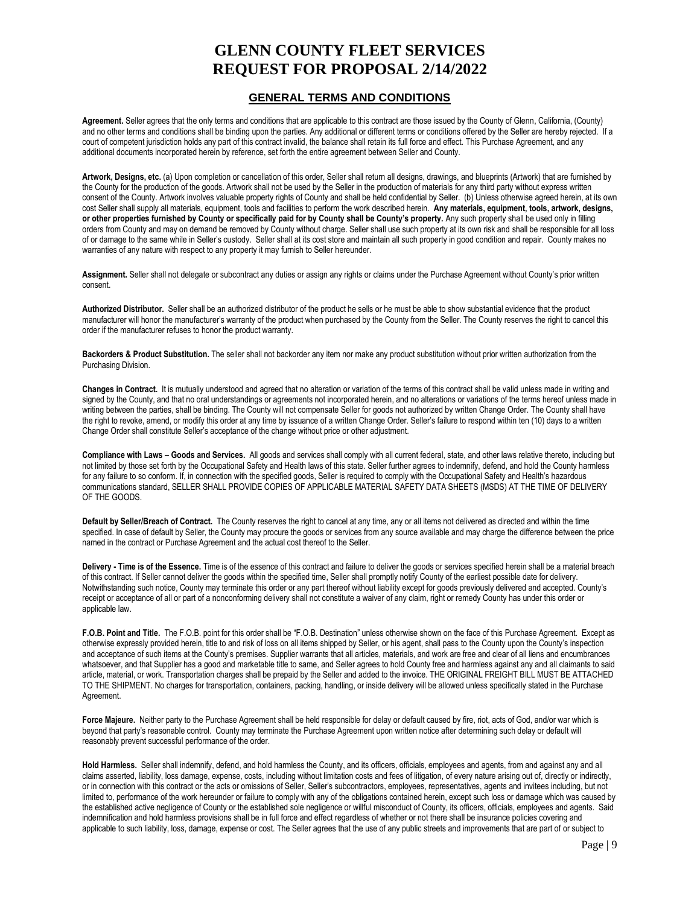# GLENN COUNTY FLEET SERVICES
# REQUEST FOR PROPOSAL 2/14/2022

## GENERAL TERMS AND CONDITIONS

**Agreement.** Seller agrees that the only terms and conditions that are applicable to this contract are those issued by the County of Glenn, California, (County) and no other terms and conditions shall be binding upon the parties. Any additional or different terms or conditions offered by the Seller are hereby rejected. If a court of competent jurisdiction holds any part of this contract invalid, the balance shall retain its full force and effect. This Purchase Agreement, and any additional documents incorporated herein by reference, set forth the entire agreement between Seller and County.

**Artwork, Designs, etc.** (a) Upon completion or cancellation of this order, Seller shall return all designs, drawings, and blueprints (Artwork) that are furnished by the County for the production of the goods. Artwork shall not be used by the Seller in the production of materials for any third party without express written consent of the County. Artwork involves valuable property rights of County and shall be held confidential by Seller. (b) Unless otherwise agreed herein, at its own cost Seller shall supply all materials, equipment, tools and facilities to perform the work described herein. **Any materials, equipment, tools, artwork, designs, or other properties furnished by County or specifically paid for by County shall be County's property.** Any such property shall be used only in filling orders from County and may on demand be removed by County without charge. Seller shall use such property at its own risk and shall be responsible for all loss of or damage to the same while in Seller's custody. Seller shall at its cost store and maintain all such property in good condition and repair. County makes no warranties of any nature with respect to any property it may furnish to Seller hereunder.

**Assignment.** Seller shall not delegate or subcontract any duties or assign any rights or claims under the Purchase Agreement without County's prior written consent.

**Authorized Distributor.** Seller shall be an authorized distributor of the product he sells or he must be able to show substantial evidence that the product manufacturer will honor the manufacturer's warranty of the product when purchased by the County from the Seller. The County reserves the right to cancel this order if the manufacturer refuses to honor the product warranty.

**Backorders & Product Substitution.** The seller shall not backorder any item nor make any product substitution without prior written authorization from the Purchasing Division.

**Changes in Contract.** It is mutually understood and agreed that no alteration or variation of the terms of this contract shall be valid unless made in writing and signed by the County, and that no oral understandings or agreements not incorporated herein, and no alterations or variations of the terms hereof unless made in writing between the parties, shall be binding. The County will not compensate Seller for goods not authorized by written Change Order. The County shall have the right to revoke, amend, or modify this order at any time by issuance of a written Change Order. Seller's failure to respond within ten (10) days to a written Change Order shall constitute Seller's acceptance of the change without price or other adjustment.

**Compliance with Laws – Goods and Services.** All goods and services shall comply with all current federal, state, and other laws relative thereto, including but not limited by those set forth by the Occupational Safety and Health laws of this state. Seller further agrees to indemnify, defend, and hold the County harmless for any failure to so conform. If, in connection with the specified goods, Seller is required to comply with the Occupational Safety and Health's hazardous communications standard, SELLER SHALL PROVIDE COPIES OF APPLICABLE MATERIAL SAFETY DATA SHEETS (MSDS) AT THE TIME OF DELIVERY OF THE GOODS.

**Default by Seller/Breach of Contract.** The County reserves the right to cancel at any time, any or all items not delivered as directed and within the time specified. In case of default by Seller, the County may procure the goods or services from any source available and may charge the difference between the price named in the contract or Purchase Agreement and the actual cost thereof to the Seller.

**Delivery - Time is of the Essence.** Time is of the essence of this contract and failure to deliver the goods or services specified herein shall be a material breach of this contract. If Seller cannot deliver the goods within the specified time, Seller shall promptly notify County of the earliest possible date for delivery. Notwithstanding such notice, County may terminate this order or any part thereof without liability except for goods previously delivered and accepted. County's receipt or acceptance of all or part of a nonconforming delivery shall not constitute a waiver of any claim, right or remedy County has under this order or applicable law.

**F.O.B. Point and Title.** The F.O.B. point for this order shall be "F.O.B. Destination" unless otherwise shown on the face of this Purchase Agreement. Except as otherwise expressly provided herein, title to and risk of loss on all items shipped by Seller, or his agent, shall pass to the County upon the County's inspection and acceptance of such items at the County's premises. Supplier warrants that all articles, materials, and work are free and clear of all liens and encumbrances whatsoever, and that Supplier has a good and marketable title to same, and Seller agrees to hold County free and harmless against any and all claimants to said article, material, or work. Transportation charges shall be prepaid by the Seller and added to the invoice. THE ORIGINAL FREIGHT BILL MUST BE ATTACHED TO THE SHIPMENT. No charges for transportation, containers, packing, handling, or inside delivery will be allowed unless specifically stated in the Purchase Agreement.

**Force Majeure.** Neither party to the Purchase Agreement shall be held responsible for delay or default caused by fire, riot, acts of God, and/or war which is beyond that party's reasonable control. County may terminate the Purchase Agreement upon written notice after determining such delay or default will reasonably prevent successful performance of the order.

**Hold Harmless.** Seller shall indemnify, defend, and hold harmless the County, and its officers, officials, employees and agents, from and against any and all claims asserted, liability, loss damage, expense, costs, including without limitation costs and fees of litigation, of every nature arising out of, directly or indirectly, or in connection with this contract or the acts or omissions of Seller, Seller's subcontractors, employees, representatives, agents and invitees including, but not limited to, performance of the work hereunder or failure to comply with any of the obligations contained herein, except such loss or damage which was caused by the established active negligence of County or the established sole negligence or willful misconduct of County, its officers, officials, employees and agents. Said indemnification and hold harmless provisions shall be in full force and effect regardless of whether or not there shall be insurance policies covering and applicable to such liability, loss, damage, expense or cost. The Seller agrees that the use of any public streets and improvements that are part of or subject to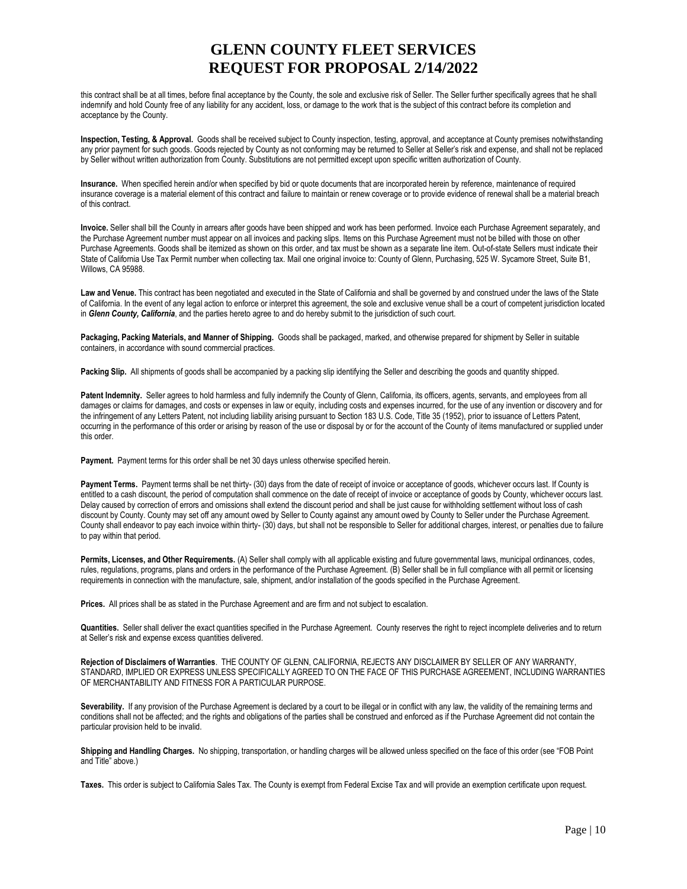this contract shall be at all times, before final acceptance by the County, the sole and exclusive risk of Seller. The Seller further specifically agrees that he shall indemnify and hold County free of any liability for any accident, loss, or damage to the work that is the subject of this contract before its completion and acceptance by the County.

**Inspection, Testing, & Approval.** Goods shall be received subject to County inspection, testing, approval, and acceptance at County premises notwithstanding any prior payment for such goods. Goods rejected by County as not conforming may be returned to Seller at Seller's risk and expense, and shall not be replaced by Seller without written authorization from County. Substitutions are not permitted except upon specific written authorization of County.

**Insurance.** When specified herein and/or when specified by bid or quote documents that are incorporated herein by reference, maintenance of required insurance coverage is a material element of this contract and failure to maintain or renew coverage or to provide evidence of renewal shall be a material breach of this contract.

**Invoice.** Seller shall bill the County in arrears after goods have been shipped and work has been performed. Invoice each Purchase Agreement separately, and the Purchase Agreement number must appear on all invoices and packing slips. Items on this Purchase Agreement must not be billed with those on other Purchase Agreements. Goods shall be itemized as shown on this order, and tax must be shown as a separate line item. Out-of-state Sellers must indicate their State of California Use Tax Permit number when collecting tax. Mail one original invoice to: County of Glenn, Purchasing, 525 W. Sycamore Street, Suite B1, Willows, CA 95988.

**Law and Venue.** This contract has been negotiated and executed in the State of California and shall be governed by and construed under the laws of the State of California. In the event of any legal action to enforce or interpret this agreement, the sole and exclusive venue shall be a court of competent jurisdiction located in ***Glenn County, California***, and the parties hereto agree to and do hereby submit to the jurisdiction of such court.

**Packaging, Packing Materials, and Manner of Shipping.** Goods shall be packaged, marked, and otherwise prepared for shipment by Seller in suitable containers, in accordance with sound commercial practices.

**Packing Slip.** All shipments of goods shall be accompanied by a packing slip identifying the Seller and describing the goods and quantity shipped.

**Patent Indemnity.** Seller agrees to hold harmless and fully indemnify the County of Glenn, California, its officers, agents, servants, and employees from all damages or claims for damages, and costs or expenses in law or equity, including costs and expenses incurred, for the use of any invention or discovery and for the infringement of any Letters Patent, not including liability arising pursuant to Section 183 U.S. Code, Title 35 (1952), prior to issuance of Letters Patent, occurring in the performance of this order or arising by reason of the use or disposal by or for the account of the County of items manufactured or supplied under this order.

**Payment.** Payment terms for this order shall be net 30 days unless otherwise specified herein.

**Payment Terms.** Payment terms shall be net thirty- (30) days from the date of receipt of invoice or acceptance of goods, whichever occurs last. If County is entitled to a cash discount, the period of computation shall commence on the date of receipt of invoice or acceptance of goods by County, whichever occurs last. Delay caused by correction of errors and omissions shall extend the discount period and shall be just cause for withholding settlement without loss of cash discount by County. County may set off any amount owed by Seller to County against any amount owed by County to Seller under the Purchase Agreement. County shall endeavor to pay each invoice within thirty- (30) days, but shall not be responsible to Seller for additional charges, interest, or penalties due to failure to pay within that period.

**Permits, Licenses, and Other Requirements.** (A) Seller shall comply with all applicable existing and future governmental laws, municipal ordinances, codes, rules, regulations, programs, plans and orders in the performance of the Purchase Agreement. (B) Seller shall be in full compliance with all permit or licensing requirements in connection with the manufacture, sale, shipment, and/or installation of the goods specified in the Purchase Agreement.

**Prices.** All prices shall be as stated in the Purchase Agreement and are firm and not subject to escalation.

**Quantities.** Seller shall deliver the exact quantities specified in the Purchase Agreement. County reserves the right to reject incomplete deliveries and to return at Seller's risk and expense excess quantities delivered.

**Rejection of Disclaimers of Warranties**. THE COUNTY OF GLENN, CALIFORNIA, REJECTS ANY DISCLAIMER BY SELLER OF ANY WARRANTY, STANDARD, IMPLIED OR EXPRESS UNLESS SPECIFICALLY AGREED TO ON THE FACE OF THIS PURCHASE AGREEMENT, INCLUDING WARRANTIES OF MERCHANTABILITY AND FITNESS FOR A PARTICULAR PURPOSE.

**Severability.** If any provision of the Purchase Agreement is declared by a court to be illegal or in conflict with any law, the validity of the remaining terms and conditions shall not be affected; and the rights and obligations of the parties shall be construed and enforced as if the Purchase Agreement did not contain the particular provision held to be invalid.

**Shipping and Handling Charges.** No shipping, transportation, or handling charges will be allowed unless specified on the face of this order (see "FOB Point and Title" above.)

**Taxes.** This order is subject to California Sales Tax. The County is exempt from Federal Excise Tax and will provide an exemption certificate upon request.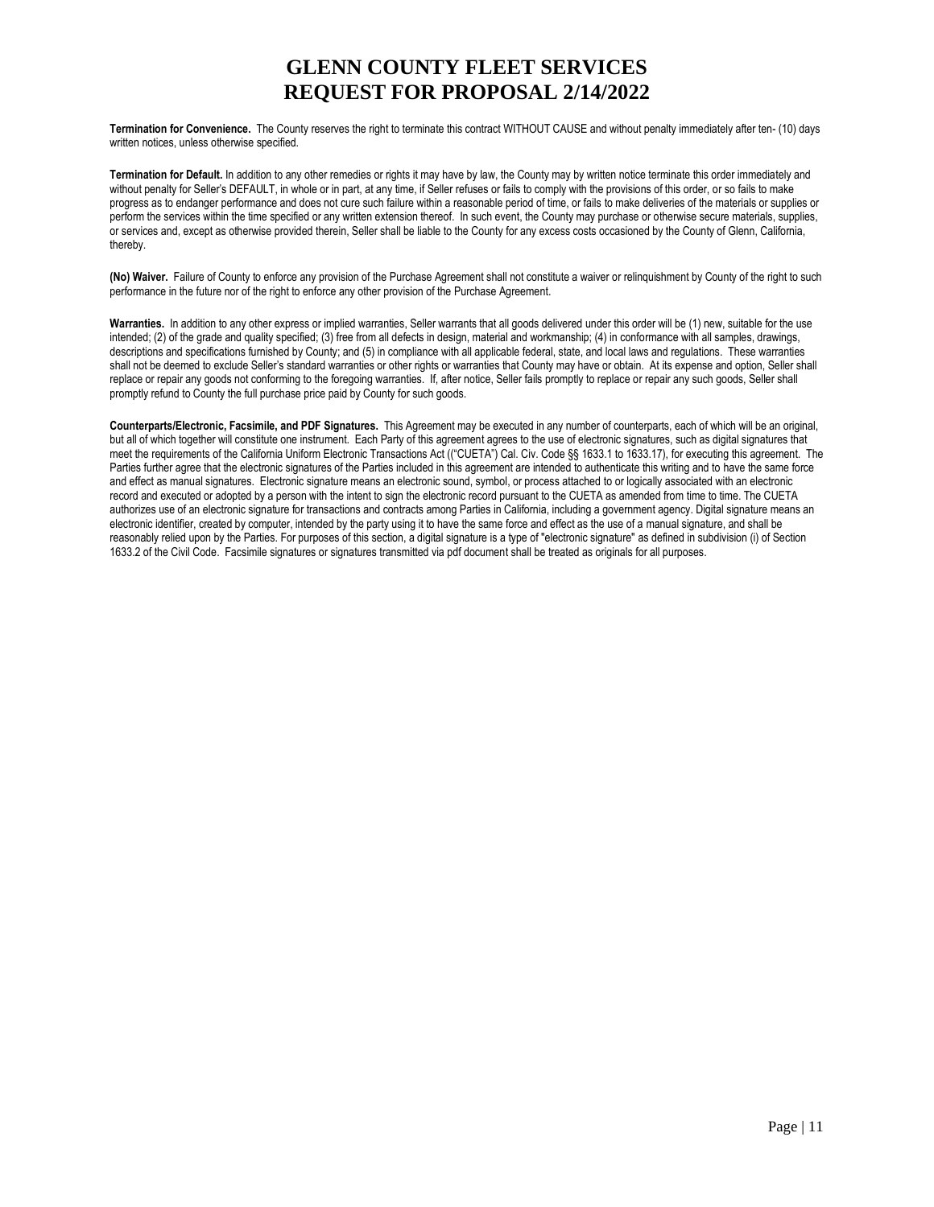**Termination for Convenience.** The County reserves the right to terminate this contract WITHOUT CAUSE and without penalty immediately after ten- (10) days written notices, unless otherwise specified.

**Termination for Default.** In addition to any other remedies or rights it may have by law, the County may by written notice terminate this order immediately and without penalty for Seller's DEFAULT, in whole or in part, at any time, if Seller refuses or fails to comply with the provisions of this order, or so fails to make progress as to endanger performance and does not cure such failure within a reasonable period of time, or fails to make deliveries of the materials or supplies or perform the services within the time specified or any written extension thereof. In such event, the County may purchase or otherwise secure materials, supplies, or services and, except as otherwise provided therein, Seller shall be liable to the County for any excess costs occasioned by the County of Glenn, California, thereby.

**(No) Waiver.** Failure of County to enforce any provision of the Purchase Agreement shall not constitute a waiver or relinquishment by County of the right to such performance in the future nor of the right to enforce any other provision of the Purchase Agreement.

**Warranties.** In addition to any other express or implied warranties, Seller warrants that all goods delivered under this order will be (1) new, suitable for the use intended; (2) of the grade and quality specified; (3) free from all defects in design, material and workmanship; (4) in conformance with all samples, drawings, descriptions and specifications furnished by County; and (5) in compliance with all applicable federal, state, and local laws and regulations. These warranties shall not be deemed to exclude Seller's standard warranties or other rights or warranties that County may have or obtain. At its expense and option, Seller shall replace or repair any goods not conforming to the foregoing warranties. If, after notice, Seller fails promptly to replace or repair any such goods, Seller shall promptly refund to County the full purchase price paid by County for such goods.

**Counterparts/Electronic, Facsimile, and PDF Signatures.** This Agreement may be executed in any number of counterparts, each of which will be an original, but all of which together will constitute one instrument. Each Party of this agreement agrees to the use of electronic signatures, such as digital signatures that meet the requirements of the California Uniform Electronic Transactions Act (("CUETA") Cal. Civ. Code §§ 1633.1 to 1633.17), for executing this agreement. The Parties further agree that the electronic signatures of the Parties included in this agreement are intended to authenticate this writing and to have the same force and effect as manual signatures. Electronic signature means an electronic sound, symbol, or process attached to or logically associated with an electronic record and executed or adopted by a person with the intent to sign the electronic record pursuant to the CUETA as amended from time to time. The CUETA authorizes use of an electronic signature for transactions and contracts among Parties in California, including a government agency. Digital signature means an electronic identifier, created by computer, intended by the party using it to have the same force and effect as the use of a manual signature, and shall be reasonably relied upon by the Parties. For purposes of this section, a digital signature is a type of "electronic signature" as defined in subdivision (i) of Section 1633.2 of the Civil Code. Facsimile signatures or signatures transmitted via pdf document shall be treated as originals for all purposes.